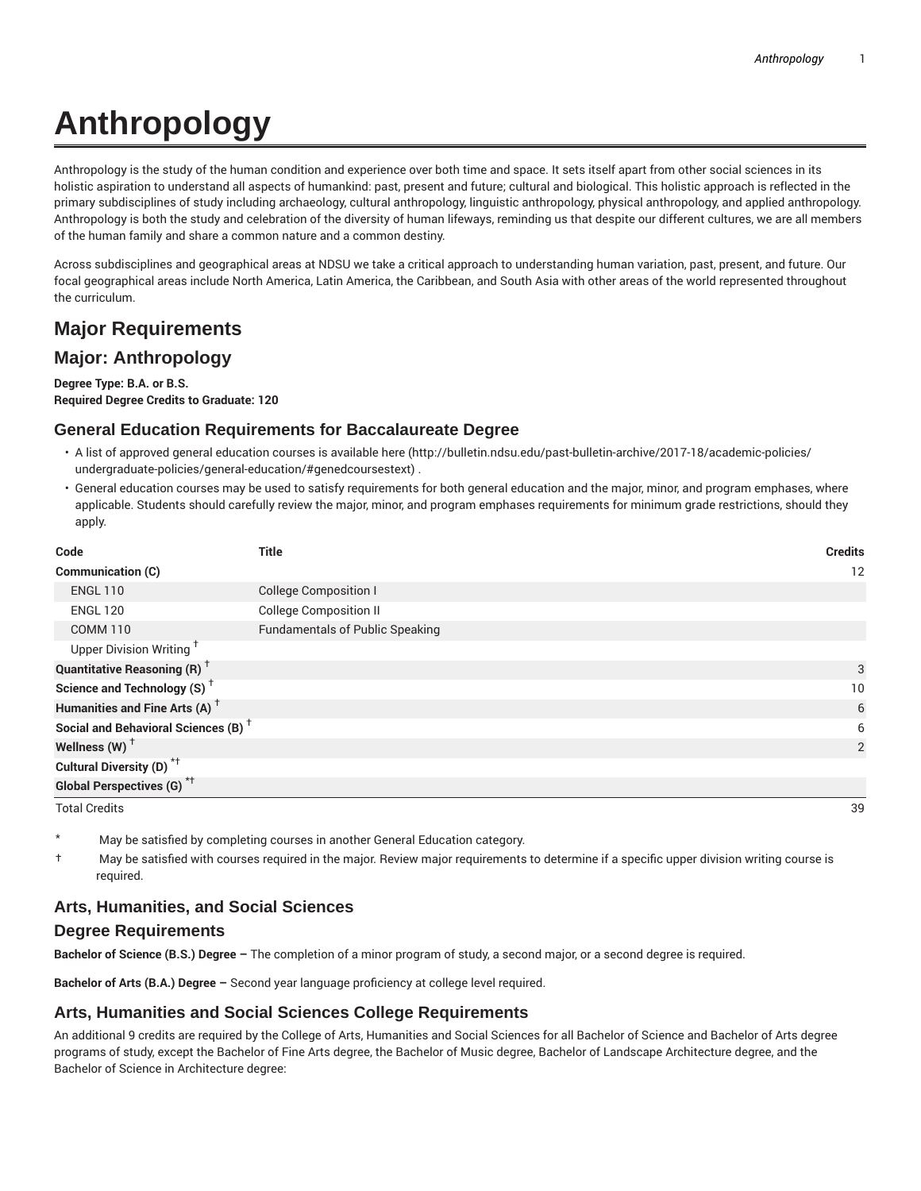# Anthropology

Anthropology is the study of the human condition and experience over both time and space. It sets itself apart from other social sciences in its holistic aspiration to understand all aspects of humankind: past, present and future; cultural and biological. This holistic approach is reflected in the primary subdisciplines of study including archaeology, cultural anthropology, linguistic anthropology, physical anthropology, and applied anthropology. Anthropology is both the study and celebration of the diversity of human lifeways, reminding us that despite our different cultures, we are all members of the human family and share a common nature and a common destiny.

Across subdisciplines and geographical areas at NDSU we take a critical approach to understanding human variation, past, present, and future. Our focal geographical areas include North America, Latin America, the Caribbean, and South Asia with other areas of the world represented throughout the curriculum.

## Major Requirements

## Major: Anthropology

**Degree Type: B.A. or B.S.**
**Required Degree Credits to Graduate: 120**

### General Education Requirements for Baccalaureate Degree

- A list of approved general education courses is available here (http://bulletin.ndsu.edu/past-bulletin-archive/2017-18/academic-policies/undergraduate-policies/general-education/#genedcoursestext) .
- General education courses may be used to satisfy requirements for both general education and the major, minor, and program emphases, where applicable. Students should carefully review the major, minor, and program emphases requirements for minimum grade restrictions, should they apply.

| Code | Title | Credits |
|---|---|---|
| **Communication (C)** | | 12 |
| ENGL 110 | College Composition I | |
| ENGL 120 | College Composition II | |
| COMM 110 | Fundamentals of Public Speaking | |
| Upper Division Writing † | | |
| **Quantitative Reasoning (R) †** | | 3 |
| **Science and Technology (S) †** | | 10 |
| **Humanities and Fine Arts (A) †** | | 6 |
| **Social and Behavioral Sciences (B) †** | | 6 |
| **Wellness (W) †** | | 2 |
| **Cultural Diversity (D) *†** | | |
| **Global Perspectives (G) *†** | | |
| Total Credits | | 39 |

\* May be satisfied by completing courses in another General Education category.

† May be satisfied with courses required in the major. Review major requirements to determine if a specific upper division writing course is required.

### Arts, Humanities, and Social Sciences

### Degree Requirements

**Bachelor of Science (B.S.) Degree –** The completion of a minor program of study, a second major, or a second degree is required.

**Bachelor of Arts (B.A.) Degree –** Second year language proficiency at college level required.

### Arts, Humanities and Social Sciences College Requirements

An additional 9 credits are required by the College of Arts, Humanities and Social Sciences for all Bachelor of Science and Bachelor of Arts degree programs of study, except the Bachelor of Fine Arts degree, the Bachelor of Music degree, Bachelor of Landscape Architecture degree, and the Bachelor of Science in Architecture degree: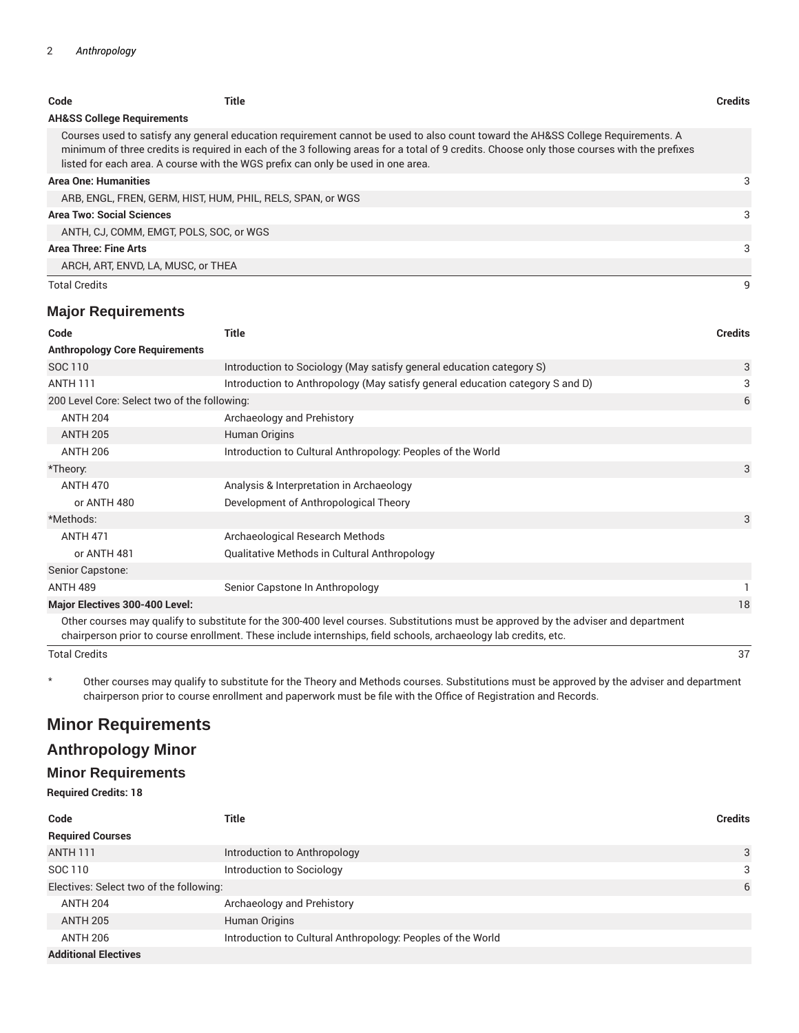| Code | Title | Credits |
|---|---|---|
| **AH&SS College Requirements** | | |
| Courses used to satisfy any general education requirement cannot be used to also count toward the AH&SS College Requirements. A minimum of three credits is required in each of the 3 following areas for a total of 9 credits. Choose only those courses with the prefixes listed for each area. A course with the WGS prefix can only be used in one area. | | |
| **Area One: Humanities** | | 3 |
| ARB, ENGL, FREN, GERM, HIST, HUM, PHIL, RELS, SPAN, or WGS | | |
| **Area Two: Social Sciences** | | 3 |
| ANTH, CJ, COMM, EMGT, POLS, SOC, or WGS | | |
| **Area Three: Fine Arts** | | 3 |
| ARCH, ART, ENVD, LA, MUSC, or THEA | | |
| Total Credits | | 9 |

## Major Requirements

| Code | Title | Credits |
|---|---|---|
| **Anthropology Core Requirements** | | |
| SOC 110 | Introduction to Sociology (May satisfy general education category S) | 3 |
| ANTH 111 | Introduction to Anthropology (May satisfy general education category S and D) | 3 |
| 200 Level Core: Select two of the following: | | 6 |
| ANTH 204 | Archaeology and Prehistory | |
| ANTH 205 | Human Origins | |
| ANTH 206 | Introduction to Cultural Anthropology: Peoples of the World | |
| *Theory: | | 3 |
| ANTH 470 | Analysis & Interpretation in Archaeology | |
| or ANTH 480 | Development of Anthropological Theory | |
| *Methods: | | 3 |
| ANTH 471 | Archaeological Research Methods | |
| or ANTH 481 | Qualitative Methods in Cultural Anthropology | |
| Senior Capstone: | | |
| ANTH 489 | Senior Capstone In Anthropology | 1 |
| **Major Electives 300-400 Level:** | | 18 |
| Other courses may qualify to substitute for the 300-400 level courses. Substitutions must be approved by the adviser and department chairperson prior to course enrollment. These include internships, field schools, archaeology lab credits, etc. | | |
| Total Credits | | 37 |

\* Other courses may qualify to substitute for the Theory and Methods courses. Substitutions must be approved by the adviser and department chairperson prior to course enrollment and paperwork must be file with the Office of Registration and Records.

# Minor Requirements

## Anthropology Minor

### Minor Requirements

**Required Credits: 18**

| Code | Title | Credits |
|---|---|---|
| **Required Courses** | | |
| ANTH 111 | Introduction to Anthropology | 3 |
| SOC 110 | Introduction to Sociology | 3 |
| Electives: Select two of the following: | | 6 |
| ANTH 204 | Archaeology and Prehistory | |
| ANTH 205 | Human Origins | |
| ANTH 206 | Introduction to Cultural Anthropology: Peoples of the World | |
| **Additional Electives** | | |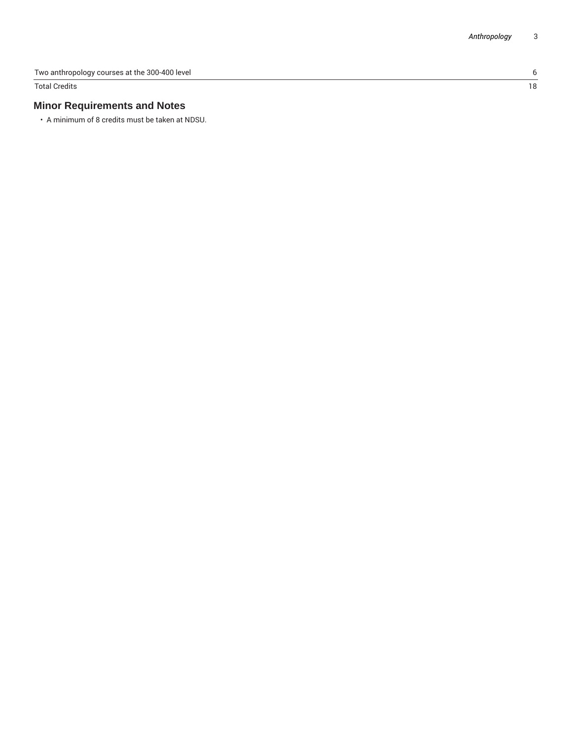| | |
|---|---|
| Two anthropology courses at the 300-400 level | 6 |
| Total Credits | 18 |

## Minor Requirements and Notes

- A minimum of 8 credits must be taken at NDSU.